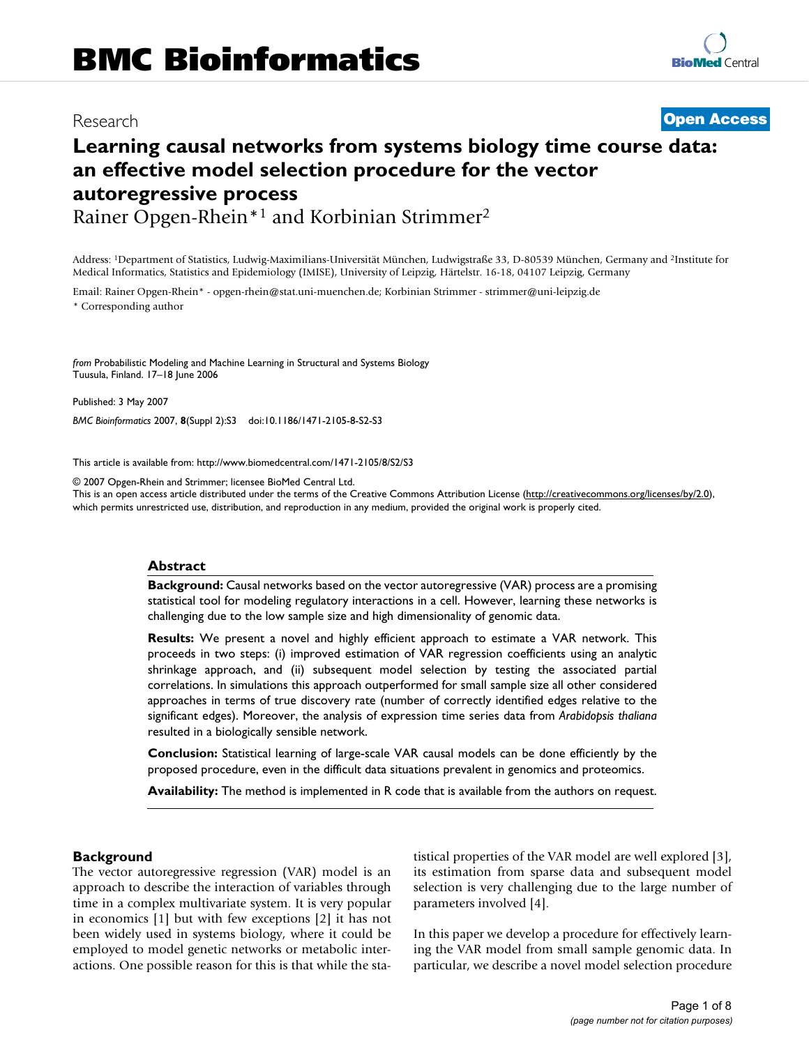# BMC Bioinformatics

Research

**Open Access**

# Learning causal networks from systems biology time course data: an effective model selection procedure for the vector autoregressive process

Rainer Opgen-Rhein*[1] and Korbinian Strimmer[2]

Address: [1]Department of Statistics, Ludwig-Maximilians-Universität München, Ludwigstraße 33, D-80539 München, Germany and [2]Institute for Medical Informatics, Statistics and Epidemiology (IMISE), University of Leipzig, Härtelstr. 16-18, 04107 Leipzig, Germany

Email: Rainer Opgen-Rhein* - opgen-rhein@stat.uni-muenchen.de; Korbinian Strimmer - strimmer@uni-leipzig.de

\* Corresponding author

*from* Probabilistic Modeling and Machine Learning in Structural and Systems Biology
Tuusula, Finland. 17–18 June 2006

Published: 3 May 2007

*BMC Bioinformatics* 2007, **8**(Suppl 2):S3 doi:10.1186/1471-2105-8-S2-S3

This article is available from: http://www.biomedcentral.com/1471-2105/8/S2/S3

© 2007 Opgen-Rhein and Strimmer; licensee BioMed Central Ltd.
This is an open access article distributed under the terms of the Creative Commons Attribution License (http://creativecommons.org/licenses/by/2.0), which permits unrestricted use, distribution, and reproduction in any medium, provided the original work is properly cited.

## Abstract

**Background:** Causal networks based on the vector autoregressive (VAR) process are a promising statistical tool for modeling regulatory interactions in a cell. However, learning these networks is challenging due to the low sample size and high dimensionality of genomic data.

**Results:** We present a novel and highly efficient approach to estimate a VAR network. This proceeds in two steps: (i) improved estimation of VAR regression coefficients using an analytic shrinkage approach, and (ii) subsequent model selection by testing the associated partial correlations. In simulations this approach outperformed for small sample size all other considered approaches in terms of true discovery rate (number of correctly identified edges relative to the significant edges). Moreover, the analysis of expression time series data from *Arabidopsis thaliana* resulted in a biologically sensible network.

**Conclusion:** Statistical learning of large-scale VAR causal models can be done efficiently by the proposed procedure, even in the difficult data situations prevalent in genomics and proteomics.

**Availability:** The method is implemented in R code that is available from the authors on request.

## Background

The vector autoregressive regression (VAR) model is an approach to describe the interaction of variables through time in a complex multivariate system. It is very popular in economics [1] but with few exceptions [2] it has not been widely used in systems biology, where it could be employed to model genetic networks or metabolic interactions. One possible reason for this is that while the statistical properties of the VAR model are well explored [3], its estimation from sparse data and subsequent model selection is very challenging due to the large number of parameters involved [4].

In this paper we develop a procedure for effectively learning the VAR model from small sample genomic data. In particular, we describe a novel model selection procedure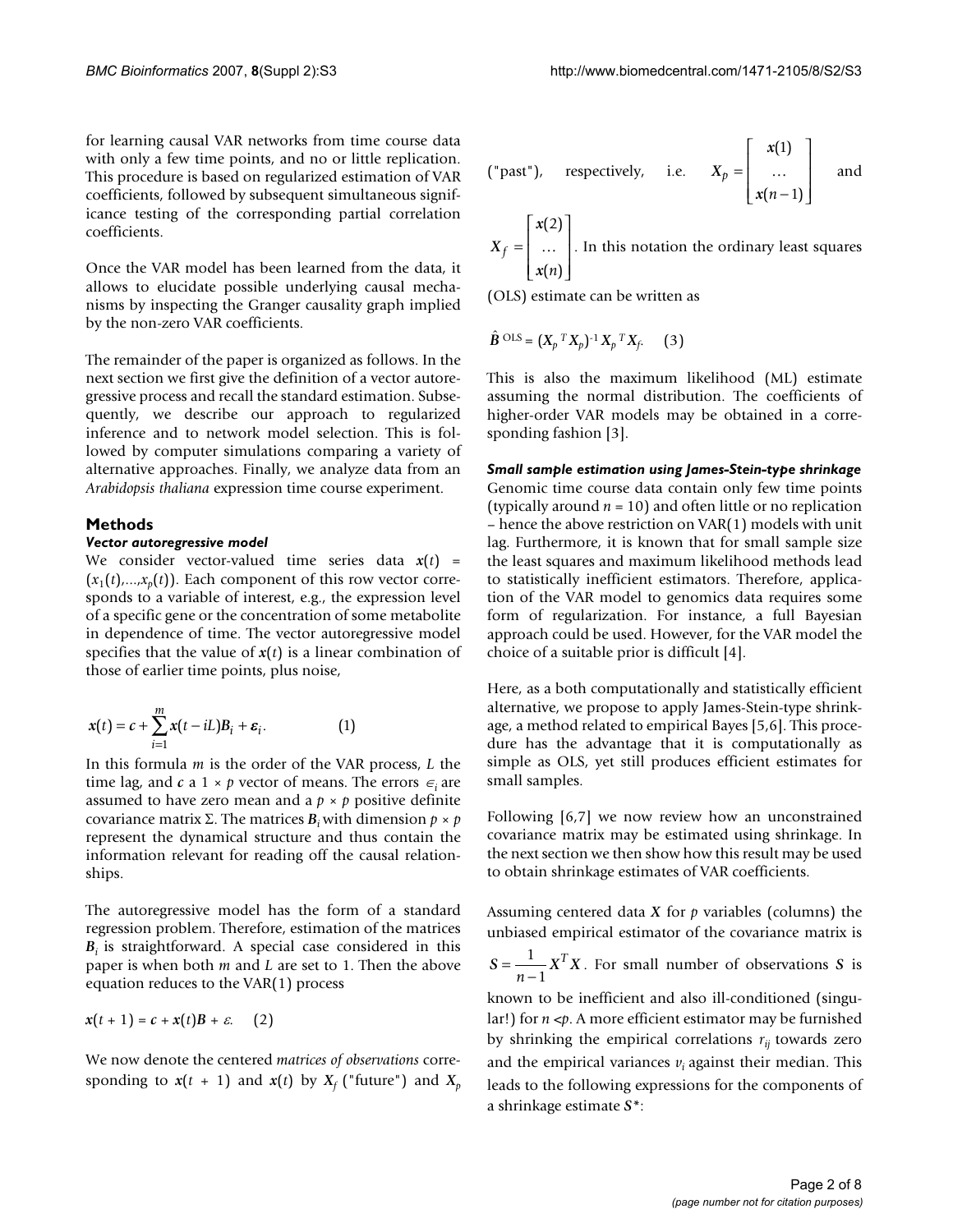for learning causal VAR networks from time course data with only a few time points, and no or little replication. This procedure is based on regularized estimation of VAR coefficients, followed by subsequent simultaneous significance testing of the corresponding partial correlation coefficients.

Once the VAR model has been learned from the data, it allows to elucidate possible underlying causal mechanisms by inspecting the Granger causality graph implied by the non-zero VAR coefficients.

The remainder of the paper is organized as follows. In the next section we first give the definition of a vector autoregressive process and recall the standard estimation. Subsequently, we describe our approach to regularized inference and to network model selection. This is followed by computer simulations comparing a variety of alternative approaches. Finally, we analyze data from an *Arabidopsis thaliana* expression time course experiment.

## Methods

### *Vector autoregressive model*

We consider vector-valued time series data $\boldsymbol{x}(t) = (x_1(t),...,x_p(t))$. Each component of this row vector corresponds to a variable of interest, e.g., the expression level of a specific gene or the concentration of some metabolite in dependence of time. The vector autoregressive model specifies that the value of $\boldsymbol{x}(t)$ is a linear combination of those of earlier time points, plus noise,

$$\boldsymbol{x}(t) = \boldsymbol{c} + \sum_{i=1}^{m} \boldsymbol{x}(t - iL)\boldsymbol{B}_i + \boldsymbol{\varepsilon}_i. \qquad (1)$$

In this formula $m$ is the order of the VAR process, $L$ the time lag, and $\boldsymbol{c}$ a $1 \times p$ vector of means. The errors $\epsilon_i$ are assumed to have zero mean and a $p \times p$ positive definite covariance matrix $\Sigma$. The matrices $\boldsymbol{B}_i$ with dimension $p \times p$ represent the dynamical structure and thus contain the information relevant for reading off the causal relationships.

The autoregressive model has the form of a standard regression problem. Therefore, estimation of the matrices $\boldsymbol{B}_i$ is straightforward. A special case considered in this paper is when both $m$ and $L$ are set to 1. Then the above equation reduces to the VAR(1) process

$$\boldsymbol{x}(t + 1) = \boldsymbol{c} + \boldsymbol{x}(t)\boldsymbol{B} + \varepsilon. \qquad (2)$$

We now denote the centered *matrices of observations* corresponding to $\boldsymbol{x}(t + 1)$ and $\boldsymbol{x}(t)$ by $\boldsymbol{X}_f$ ("future") and $\boldsymbol{X}_p$ ("past"), respectively, i.e. $\boldsymbol{X}_p = \begin{bmatrix} \boldsymbol{x}(1) \\ \ldots \\ \boldsymbol{x}(n-1) \end{bmatrix}$ and $\boldsymbol{X}_f = \begin{bmatrix} \boldsymbol{x}(2) \\ \ldots \\ \boldsymbol{x}(n) \end{bmatrix}$. In this notation the ordinary least squares (OLS) estimate can be written as

$$\hat{\boldsymbol{B}}^{\text{OLS}} = (\boldsymbol{X}_p^{\,T}\boldsymbol{X}_p)^{-1}\boldsymbol{X}_p^{\,T}\boldsymbol{X}_f. \qquad (3)$$

This is also the maximum likelihood (ML) estimate assuming the normal distribution. The coefficients of higher-order VAR models may be obtained in a corresponding fashion [3].

### *Small sample estimation using James-Stein-type shrinkage*

Genomic time course data contain only few time points (typically around $n = 10$) and often little or no replication – hence the above restriction on VAR(1) models with unit lag. Furthermore, it is known that for small sample size the least squares and maximum likelihood methods lead to statistically inefficient estimators. Therefore, application of the VAR model to genomics data requires some form of regularization. For instance, a full Bayesian approach could be used. However, for the VAR model the choice of a suitable prior is difficult [4].

Here, as a both computationally and statistically efficient alternative, we propose to apply James-Stein-type shrinkage, a method related to empirical Bayes [5,6]. This procedure has the advantage that it is computationally as simple as OLS, yet still produces efficient estimates for small samples.

Following [6,7] we now review how an unconstrained covariance matrix may be estimated using shrinkage. In the next section we then show how this result may be used to obtain shrinkage estimates of VAR coefficients.

Assuming centered data $\boldsymbol{X}$ for $p$ variables (columns) the unbiased empirical estimator of the covariance matrix is $\boldsymbol{S} = \frac{1}{n-1}\boldsymbol{X}^T\boldsymbol{X}$. For small number of observations $\boldsymbol{S}$ is known to be inefficient and also ill-conditioned (singular!) for $n < p$. A more efficient estimator may be furnished by shrinking the empirical correlations $r_{ij}$ towards zero and the empirical variances $v_i$ against their median. This leads to the following expressions for the components of a shrinkage estimate $\boldsymbol{S}^*$: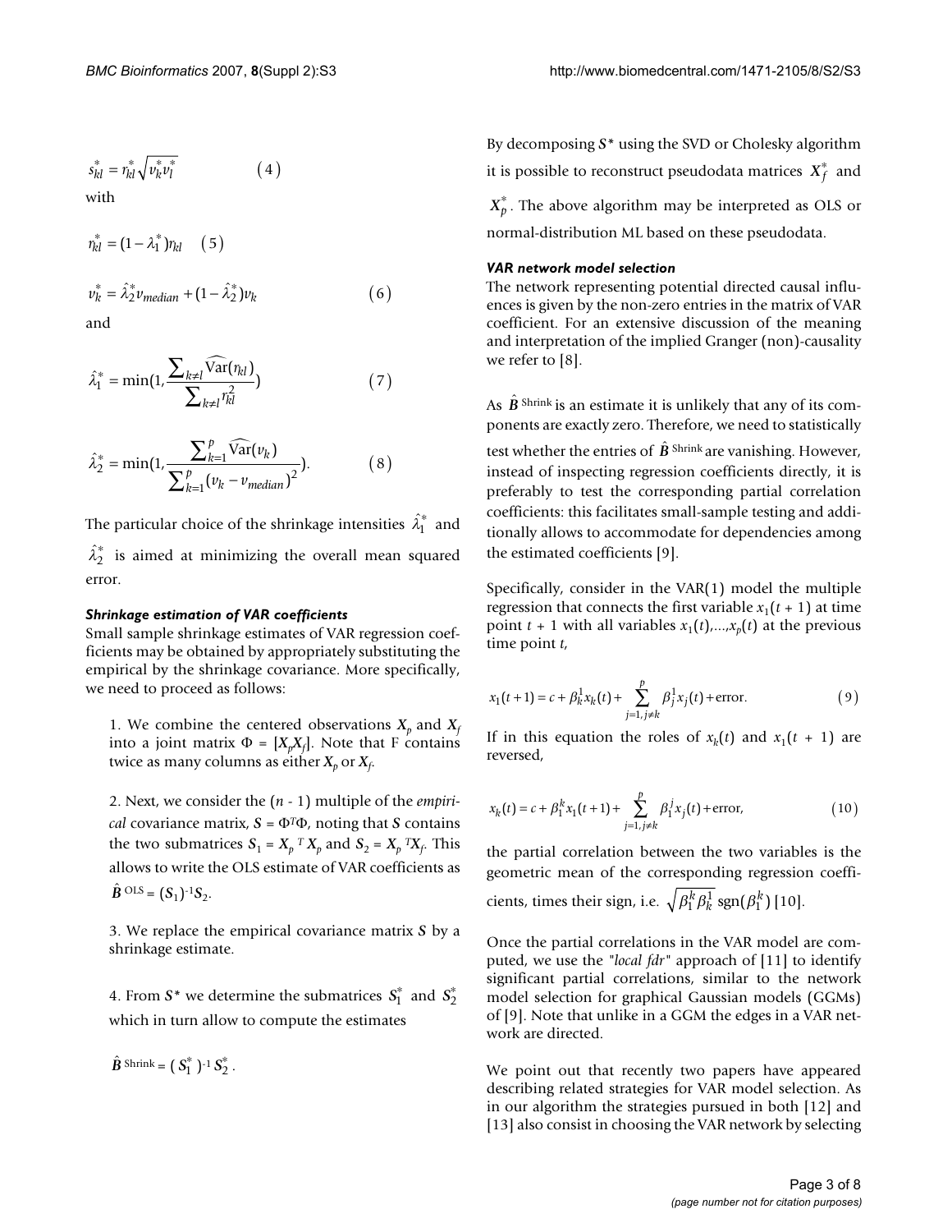$$s_{kl}^{*} = r_{kl}^{*}\sqrt{v_k^{*}v_l^{*}} \qquad (4)$$

with

$$r_{kl}^{*} = (1-\lambda_1^{*})r_{kl} \qquad (5)$$

$$v_k^{*} = \hat{\lambda}_2^{*} v_{median} + (1-\hat{\lambda}_2^{*})v_k \qquad (6)$$

and

$$\hat{\lambda}_1^{*} = \min\left(1, \frac{\sum_{k \neq l} \widehat{\mathrm{Var}}(r_{kl})}{\sum_{k \neq l} r_{kl}^2}\right) \qquad (7)$$

$$\hat{\lambda}_2^{*} = \min\left(1, \frac{\sum_{k=1}^{p} \widehat{\mathrm{Var}}(v_k)}{\sum_{k=1}^{p} (v_k - v_{median})^2}\right). \qquad (8)$$

The particular choice of the shrinkage intensities $\hat{\lambda}_1^{*}$ and $\hat{\lambda}_2^{*}$ is aimed at minimizing the overall mean squared error.

### *Shrinkage estimation of VAR coefficients*

Small sample shrinkage estimates of VAR regression coefficients may be obtained by appropriately substituting the empirical by the shrinkage covariance. More specifically, we need to proceed as follows:

1. We combine the centered observations $\boldsymbol{X}_p$ and $\boldsymbol{X}_f$ into a joint matrix $\Phi = [\boldsymbol{X}_p \boldsymbol{X}_f]$. Note that F contains twice as many columns as either $\boldsymbol{X}_p$ or $\boldsymbol{X}_f$.

2. Next, we consider the $(n - 1)$ multiple of the *empirical* covariance matrix, $\boldsymbol{S} = \Phi^T\Phi$, noting that $\boldsymbol{S}$ contains the two submatrices $\boldsymbol{S}_1 = \boldsymbol{X}_p^{\,T} \boldsymbol{X}_p$ and $\boldsymbol{S}_2 = \boldsymbol{X}_p^{\,T} \boldsymbol{X}_f$. This allows to write the OLS estimate of VAR coefficients as $\hat{\boldsymbol{B}}^{\,\mathrm{OLS}} = (\boldsymbol{S}_1)^{-1}\boldsymbol{S}_2$.

3. We replace the empirical covariance matrix $\boldsymbol{S}$ by a shrinkage estimate.

4. From $\boldsymbol{S}^*$ we determine the submatrices $\boldsymbol{S}_1^{*}$ and $\boldsymbol{S}_2^{*}$ which in turn allow to compute the estimates

$\hat{\boldsymbol{B}}^{\,\mathrm{Shrink}} = (\boldsymbol{S}_1^{*})^{-1}\boldsymbol{S}_2^{*}$.

By decomposing $\boldsymbol{S}^*$ using the SVD or Cholesky algorithm it is possible to reconstruct pseudodata matrices $\boldsymbol{X}_f^{*}$ and $\boldsymbol{X}_p^{*}$. The above algorithm may be interpreted as OLS or normal-distribution ML based on these pseudodata.

### *VAR network model selection*

The network representing potential directed causal influences is given by the non-zero entries in the matrix of VAR coefficient. For an extensive discussion of the meaning and interpretation of the implied Granger (non)-causality we refer to [8].

As $\hat{\boldsymbol{B}}^{\,\mathrm{Shrink}}$ is an estimate it is unlikely that any of its components are exactly zero. Therefore, we need to statistically test whether the entries of $\hat{\boldsymbol{B}}^{\,\mathrm{Shrink}}$ are vanishing. However, instead of inspecting regression coefficients directly, it is preferably to test the corresponding partial correlation coefficients: this facilitates small-sample testing and additionally allows to accommodate for dependencies among the estimated coefficients [9].

Specifically, consider in the VAR(1) model the multiple regression that connects the first variable $x_1(t + 1)$ at time point $t + 1$ with all variables $x_1(t),...,x_p(t)$ at the previous time point $t$,

$$x_1(t+1) = c + \beta_k^1 x_k(t) + \sum_{j=1,\, j\neq k}^{p} \beta_j^1 x_j(t) + \text{error}. \qquad (9)$$

If in this equation the roles of $x_k(t)$ and $x_1(t + 1)$ are reversed,

$$x_k(t) = c + \beta_1^k x_1(t+1) + \sum_{j=1,\, j\neq k}^{p} \beta_1^j x_j(t) + \text{error}, \qquad (10)$$

the partial correlation between the two variables is the geometric mean of the corresponding regression coefficients, times their sign, i.e. $\sqrt{\beta_1^k \beta_k^1}\,\mathrm{sgn}(\beta_1^k)$ [10].

Once the partial correlations in the VAR model are computed, we use the *"local fdr"* approach of [11] to identify significant partial correlations, similar to the network model selection for graphical Gaussian models (GGMs) of [9]. Note that unlike in a GGM the edges in a VAR network are directed.

We point out that recently two papers have appeared describing related strategies for VAR model selection. As in our algorithm the strategies pursued in both [12] and [13] also consist in choosing the VAR network by selecting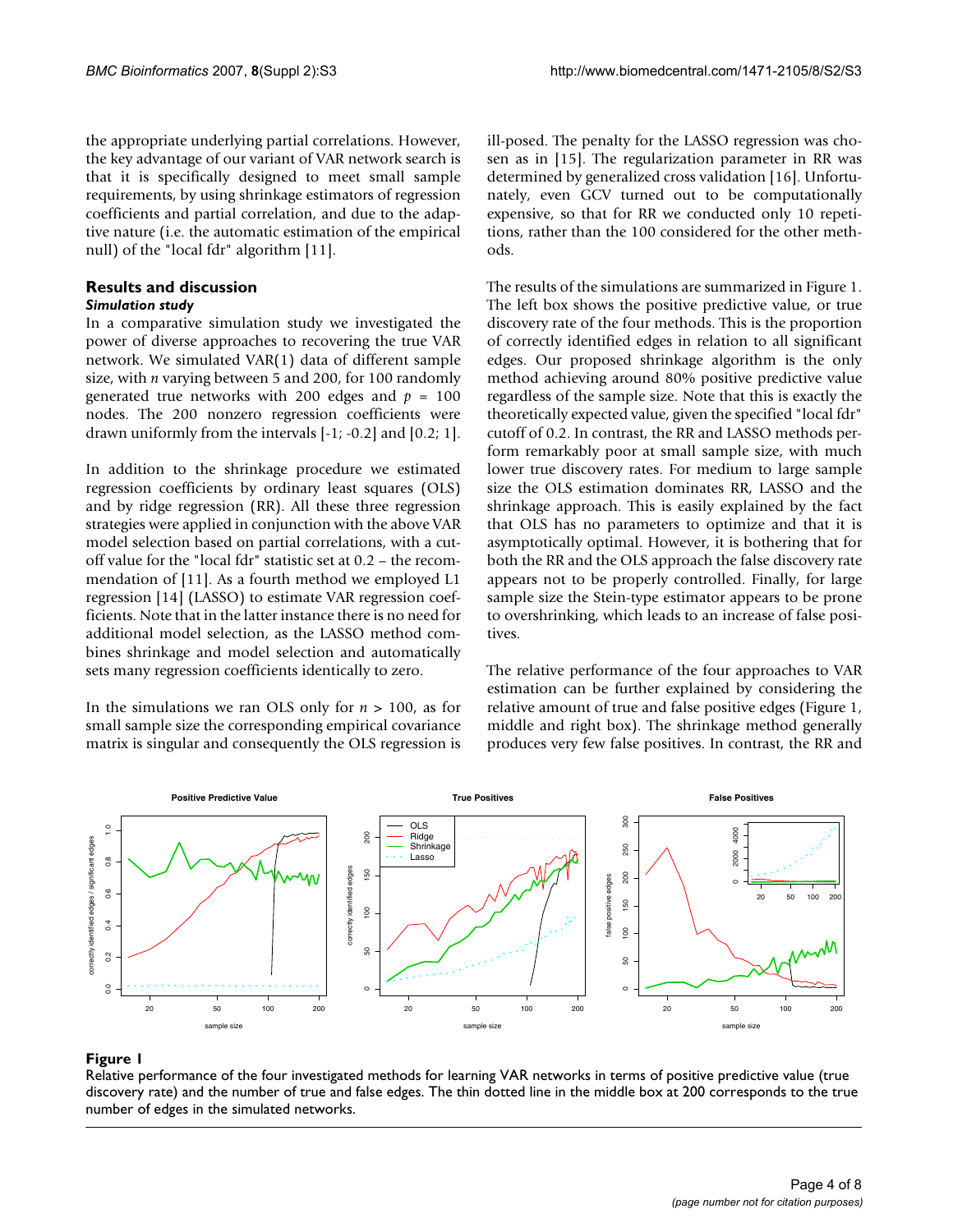the appropriate underlying partial correlations. However, the key advantage of our variant of VAR network search is that it is specifically designed to meet small sample requirements, by using shrinkage estimators of regression coefficients and partial correlation, and due to the adaptive nature (i.e. the automatic estimation of the empirical null) of the "local fdr" algorithm [11].

## Results and discussion

### *Simulation study*

In a comparative simulation study we investigated the power of diverse approaches to recovering the true VAR network. We simulated VAR(1) data of different sample size, with $n$ varying between 5 and 200, for 100 randomly generated true networks with 200 edges and $p = 100$ nodes. The 200 nonzero regression coefficients were drawn uniformly from the intervals [-1; -0.2] and [0.2; 1].

In addition to the shrinkage procedure we estimated regression coefficients by ordinary least squares (OLS) and by ridge regression (RR). All these three regression strategies were applied in conjunction with the above VAR model selection based on partial correlations, with a cutoff value for the "local fdr" statistic set at 0.2 – the recommendation of [11]. As a fourth method we employed L1 regression [14] (LASSO) to estimate VAR regression coefficients. Note that in the latter instance there is no need for additional model selection, as the LASSO method combines shrinkage and model selection and automatically sets many regression coefficients identically to zero.

In the simulations we ran OLS only for $n > 100$, as for small sample size the corresponding empirical covariance matrix is singular and consequently the OLS regression is ill-posed. The penalty for the LASSO regression was chosen as in [15]. The regularization parameter in RR was determined by generalized cross validation [16]. Unfortunately, even GCV turned out to be computationally expensive, so that for RR we conducted only 10 repetitions, rather than the 100 considered for the other methods.

The results of the simulations are summarized in Figure 1. The left box shows the positive predictive value, or true discovery rate of the four methods. This is the proportion of correctly identified edges in relation to all significant edges. Our proposed shrinkage algorithm is the only method achieving around 80% positive predictive value regardless of the sample size. Note that this is exactly the theoretically expected value, given the specified "local fdr" cutoff of 0.2. In contrast, the RR and LASSO methods perform remarkably poor at small sample size, with much lower true discovery rates. For medium to large sample size the OLS estimation dominates RR, LASSO and the shrinkage approach. This is easily explained by the fact that OLS has no parameters to optimize and that it is asymptotically optimal. However, it is bothering that for both the RR and the OLS approach the false discovery rate appears not to be properly controlled. Finally, for large sample size the Stein-type estimator appears to be prone to overshrinking, which leads to an increase of false positives.

The relative performance of the four approaches to VAR estimation can be further explained by considering the relative amount of true and false positive edges (Figure 1, middle and right box). The shrinkage method generally produces very few false positives. In contrast, the RR and

**Figure 1**

Relative performance of the four investigated methods for learning VAR networks in terms of positive predictive value (true discovery rate) and the number of true and false edges. The thin dotted line in the middle box at 200 corresponds to the true number of edges in the simulated networks.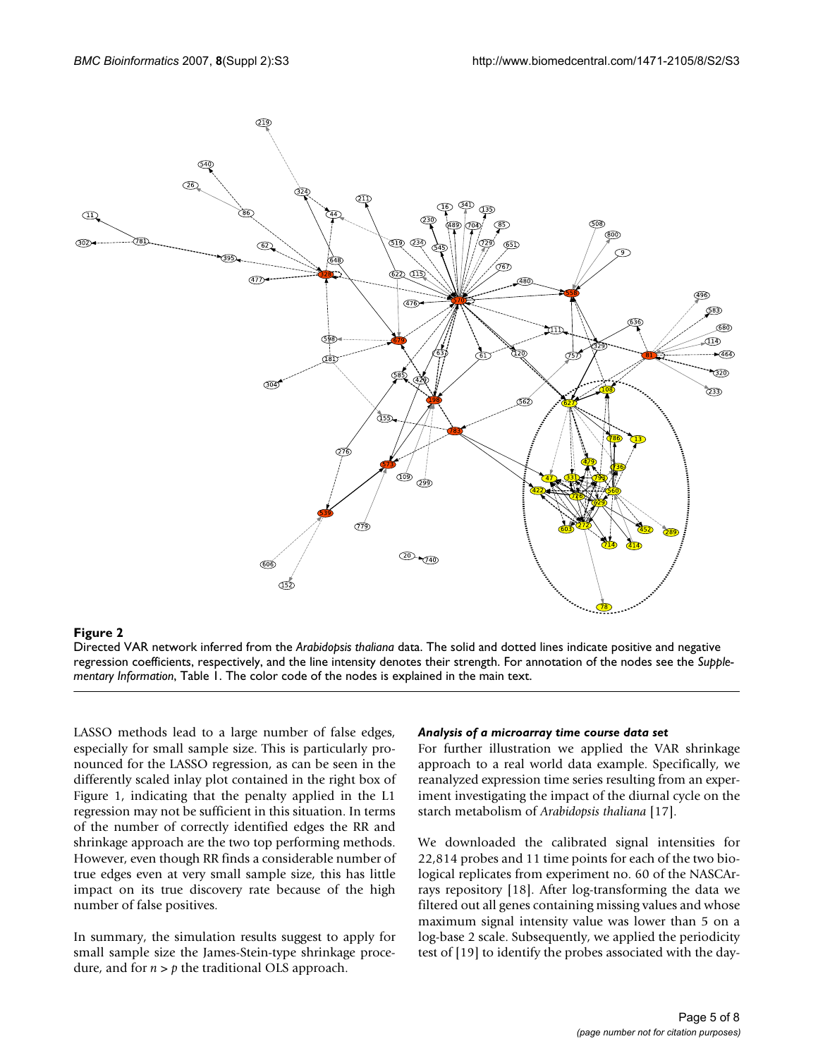**Figure 2**

Directed VAR network inferred from the *Arabidopsis thaliana* data. The solid and dotted lines indicate positive and negative regression coefficients, respectively, and the line intensity denotes their strength. For annotation of the nodes see the *Supplementary Information*, Table 1. The color code of the nodes is explained in the main text.

LASSO methods lead to a large number of false edges, especially for small sample size. This is particularly pronounced for the LASSO regression, as can be seen in the differently scaled inlay plot contained in the right box of Figure 1, indicating that the penalty applied in the L1 regression may not be sufficient in this situation. In terms of the number of correctly identified edges the RR and shrinkage approach are the two top performing methods. However, even though RR finds a considerable number of true edges even at very small sample size, this has little impact on its true discovery rate because of the high number of false positives.

In summary, the simulation results suggest to apply for small sample size the James-Stein-type shrinkage procedure, and for $n > p$ the traditional OLS approach.

#### *Analysis of a microarray time course data set*

For further illustration we applied the VAR shrinkage approach to a real world data example. Specifically, we reanalyzed expression time series resulting from an experiment investigating the impact of the diurnal cycle on the starch metabolism of *Arabidopsis thaliana* [17].

We downloaded the calibrated signal intensities for 22,814 probes and 11 time points for each of the two biological replicates from experiment no. 60 of the NASCArrays repository [18]. After log-transforming the data we filtered out all genes containing missing values and whose maximum signal intensity value was lower than 5 on a log-base 2 scale. Subsequently, we applied the periodicity test of [19] to identify the probes associated with the day-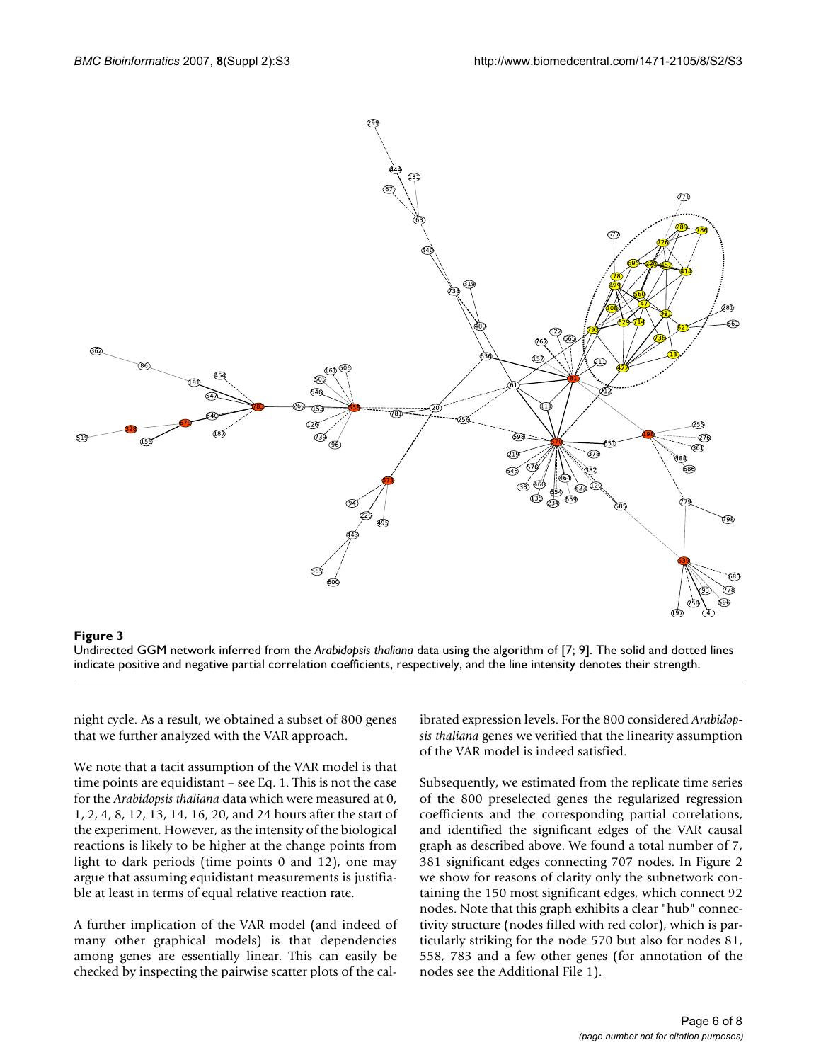**Figure 3**

Undirected GGM network inferred from the *Arabidopsis thaliana* data using the algorithm of [7; 9]. The solid and dotted lines indicate positive and negative partial correlation coefficients, respectively, and the line intensity denotes their strength.

night cycle. As a result, we obtained a subset of 800 genes that we further analyzed with the VAR approach.

We note that a tacit assumption of the VAR model is that time points are equidistant – see Eq. 1. This is not the case for the *Arabidopsis thaliana* data which were measured at 0, 1, 2, 4, 8, 12, 13, 14, 16, 20, and 24 hours after the start of the experiment. However, as the intensity of the biological reactions is likely to be higher at the change points from light to dark periods (time points 0 and 12), one may argue that assuming equidistant measurements is justifiable at least in terms of equal relative reaction rate.

A further implication of the VAR model (and indeed of many other graphical models) is that dependencies among genes are essentially linear. This can easily be checked by inspecting the pairwise scatter plots of the calibrated expression levels. For the 800 considered *Arabidopsis thaliana* genes we verified that the linearity assumption of the VAR model is indeed satisfied.

Subsequently, we estimated from the replicate time series of the 800 preselected genes the regularized regression coefficients and the corresponding partial correlations, and identified the significant edges of the VAR causal graph as described above. We found a total number of 7, 381 significant edges connecting 707 nodes. In Figure 2 we show for reasons of clarity only the subnetwork containing the 150 most significant edges, which connect 92 nodes. Note that this graph exhibits a clear "hub" connectivity structure (nodes filled with red color), which is particularly striking for the node 570 but also for nodes 81, 558, 783 and a few other genes (for annotation of the nodes see the Additional File 1).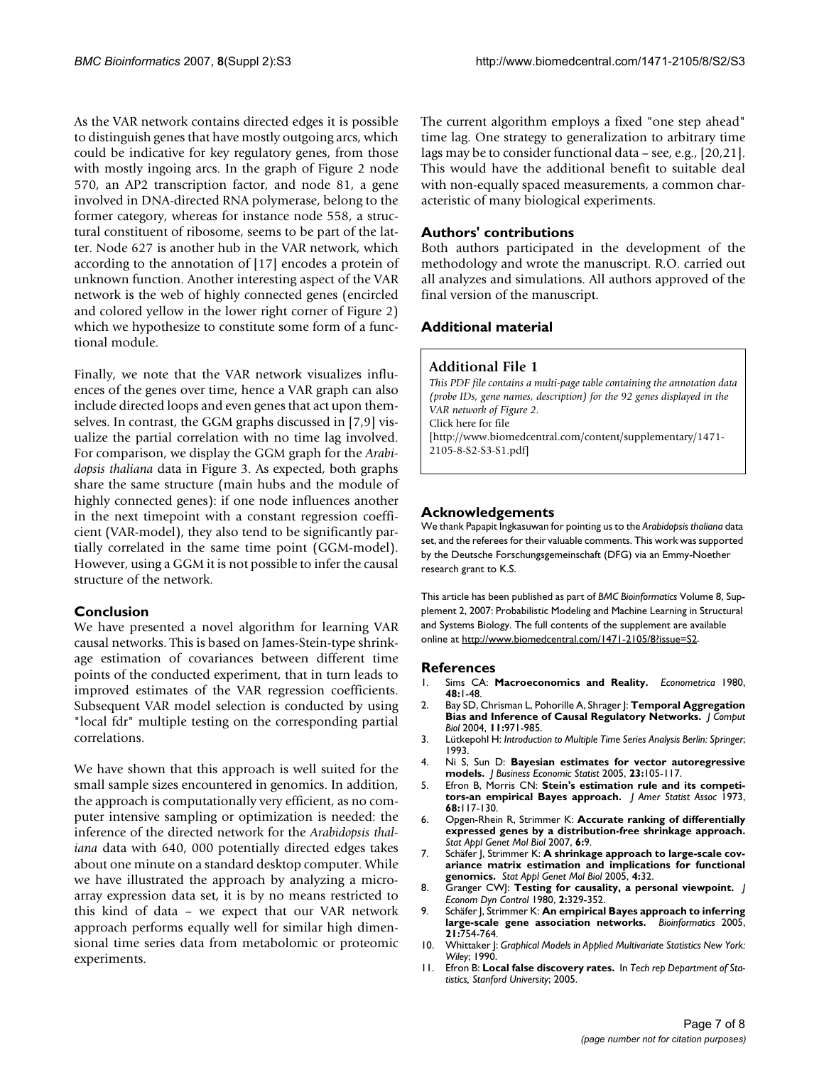As the VAR network contains directed edges it is possible to distinguish genes that have mostly outgoing arcs, which could be indicative for key regulatory genes, from those with mostly ingoing arcs. In the graph of Figure 2 node 570, an AP2 transcription factor, and node 81, a gene involved in DNA-directed RNA polymerase, belong to the former category, whereas for instance node 558, a structural constituent of ribosome, seems to be part of the latter. Node 627 is another hub in the VAR network, which according to the annotation of [17] encodes a protein of unknown function. Another interesting aspect of the VAR network is the web of highly connected genes (encircled and colored yellow in the lower right corner of Figure 2) which we hypothesize to constitute some form of a functional module.

Finally, we note that the VAR network visualizes influences of the genes over time, hence a VAR graph can also include directed loops and even genes that act upon themselves. In contrast, the GGM graphs discussed in [7,9] visualize the partial correlation with no time lag involved. For comparison, we display the GGM graph for the *Arabidopsis thaliana* data in Figure 3. As expected, both graphs share the same structure (main hubs and the module of highly connected genes): if one node influences another in the next timepoint with a constant regression coefficient (VAR-model), they also tend to be significantly partially correlated in the same time point (GGM-model). However, using a GGM it is not possible to infer the causal structure of the network.

## Conclusion

We have presented a novel algorithm for learning VAR causal networks. This is based on James-Stein-type shrinkage estimation of covariances between different time points of the conducted experiment, that in turn leads to improved estimates of the VAR regression coefficients. Subsequent VAR model selection is conducted by using "local fdr" multiple testing on the corresponding partial correlations.

We have shown that this approach is well suited for the small sample sizes encountered in genomics. In addition, the approach is computationally very efficient, as no computer intensive sampling or optimization is needed: the inference of the directed network for the *Arabidopsis thaliana* data with 640, 000 potentially directed edges takes about one minute on a standard desktop computer. While we have illustrated the approach by analyzing a microarray expression data set, it is by no means restricted to this kind of data – we expect that our VAR network approach performs equally well for similar high dimensional time series data from metabolomic or proteomic experiments.

The current algorithm employs a fixed "one step ahead" time lag. One strategy to generalization to arbitrary time lags may be to consider functional data – see, e.g., [20,21]. This would have the additional benefit to suitable deal with non-equally spaced measurements, a common characteristic of many biological experiments.

## Authors' contributions

Both authors participated in the development of the methodology and wrote the manuscript. R.O. carried out all analyzes and simulations. All authors approved of the final version of the manuscript.

## Additional material

**Additional File 1**

*This PDF file contains a multi-page table containing the annotation data (probe IDs, gene names, description) for the 92 genes displayed in the VAR network of Figure 2.*
Click here for file
[http://www.biomedcentral.com/content/supplementary/1471-2105-8-S2-S3-S1.pdf]

## Acknowledgements

We thank Papapit Ingkasuwan for pointing us to the *Arabidopsis thaliana* data set, and the referees for their valuable comments. This work was supported by the Deutsche Forschungsgemeinschaft (DFG) via an Emmy-Noether research grant to K.S.

This article has been published as part of *BMC Bioinformatics* Volume 8, Supplement 2, 2007: Probabilistic Modeling and Machine Learning in Structural and Systems Biology. The full contents of the supplement are available online at http://www.biomedcentral.com/1471-2105/8?issue=S2.

## References

1. Sims CA: **Macroeconomics and Reality.** *Econometrica* 1980, **48:**1-48.
2. Bay SD, Chrisman L, Pohorille A, Shrager J: **Temporal Aggregation Bias and Inference of Causal Regulatory Networks.** *J Comput Biol* 2004, **11:**971-985.
3. Lütkepohl H: *Introduction to Multiple Time Series Analysis Berlin: Springer*; 1993.
4. Ni S, Sun D: **Bayesian estimates for vector autoregressive models.** *J Business Economic Statist* 2005, **23:**105-117.
5. Efron B, Morris CN: **Stein's estimation rule and its competitors-an empirical Bayes approach.** *J Amer Statist Assoc* 1973, **68:**117-130.
6. Opgen-Rhein R, Strimmer K: **Accurate ranking of differentially expressed genes by a distribution-free shrinkage approach.** *Stat Appl Genet Mol Biol* 2007, **6:**9.
7. Schäfer J, Strimmer K: **A shrinkage approach to large-scale covariance matrix estimation and implications for functional genomics.** *Stat Appl Genet Mol Biol* 2005, **4:**32.
8. Granger CWJ: **Testing for causality, a personal viewpoint.** *J Econom Dyn Control* 1980, **2:**329-352.
9. Schäfer J, Strimmer K: **An empirical Bayes approach to inferring large-scale gene association networks.** *Bioinformatics* 2005, **21:**754-764.
10. Whittaker J: *Graphical Models in Applied Multivariate Statistics New York: Wiley*; 1990.
11. Efron B: **Local false discovery rates.** In *Tech rep Department of Statistics, Stanford University*; 2005.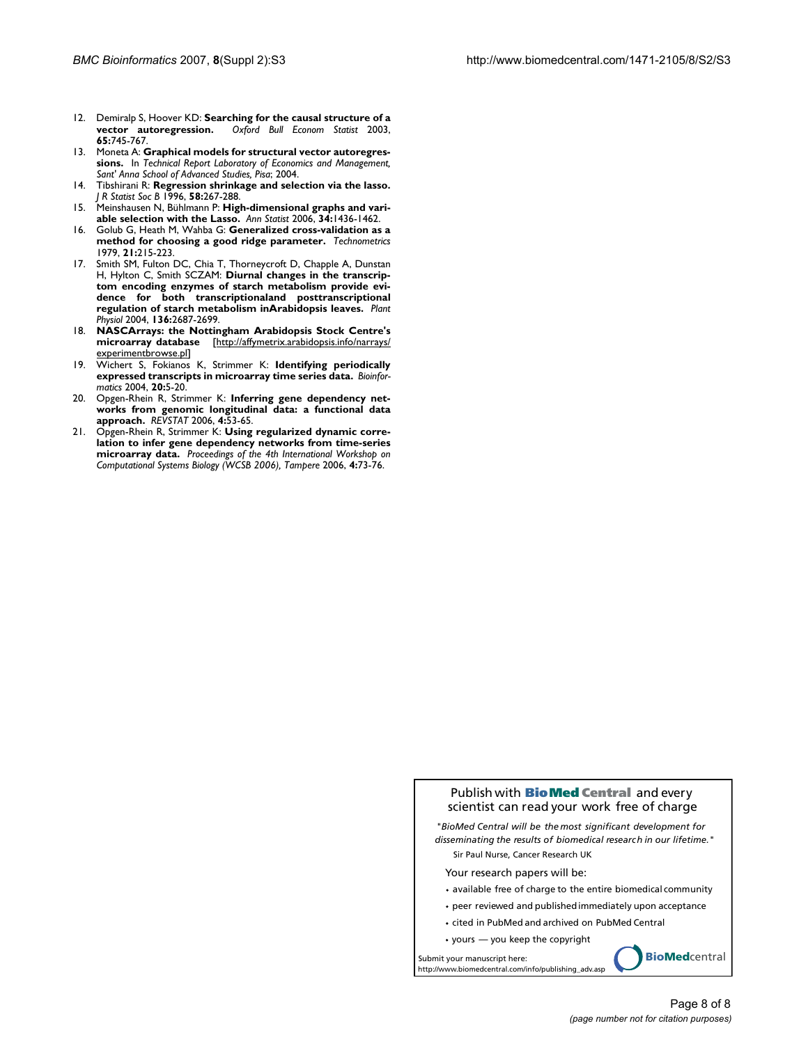12. Demiralp S, Hoover KD: **Searching for the causal structure of a vector autoregression.** *Oxford Bull Econom Statist* 2003, **65:**745-767.
13. Moneta A: **Graphical models for structural vector autoregressions.** In *Technical Report Laboratory of Economics and Management, Sant' Anna School of Advanced Studies, Pisa*; 2004.
14. Tibshirani R: **Regression shrinkage and selection via the lasso.** *J R Statist Soc B* 1996, **58:**267-288.
15. Meinshausen N, Bühlmann P: **High-dimensional graphs and variable selection with the Lasso.** *Ann Statist* 2006, **34:**1436-1462.
16. Golub G, Heath M, Wahba G: **Generalized cross-validation as a method for choosing a good ridge parameter.** *Technometrics* 1979, **21:**215-223.
17. Smith SM, Fulton DC, Chia T, Thorneycroft D, Chapple A, Dunstan H, Hylton C, Smith SCZAM: **Diurnal changes in the transcriptom encoding enzymes of starch metabolism provide evidence for both transcriptionaland posttranscriptional regulation of starch metabolism inArabidopsis leaves.** *Plant Physiol* 2004, **136:**2687-2699.
18. **NASCArrays: the Nottingham Arabidopsis Stock Centre's microarray database** [http://affymetrix.arabidopsis.info/narrays/experimentbrowse.pl]
19. Wichert S, Fokianos K, Strimmer K: **Identifying periodically expressed transcripts in microarray time series data.** *Bioinformatics* 2004, **20:**5-20.
20. Opgen-Rhein R, Strimmer K: **Inferring gene dependency networks from genomic longitudinal data: a functional data approach.** *REVSTAT* 2006, **4:**53-65.
21. Opgen-Rhein R, Strimmer K: **Using regularized dynamic correlation to infer gene dependency networks from time-series microarray data.** *Proceedings of the 4th International Workshop on Computational Systems Biology (WCSB 2006), Tampere* 2006, **4:**73-76.

Publish with **BioMed Central** and every scientist can read your work free of charge

*"BioMed Central will be the most significant development for disseminating the results of biomedical research in our lifetime."*

Sir Paul Nurse, Cancer Research UK

Your research papers will be:

- available free of charge to the entire biomedical community
- peer reviewed and published immediately upon acceptance
- cited in PubMed and archived on PubMed Central
- yours — you keep the copyright

Submit your manuscript here:
http://www.biomedcentral.com/info/publishing_adv.asp

**BioMed**central